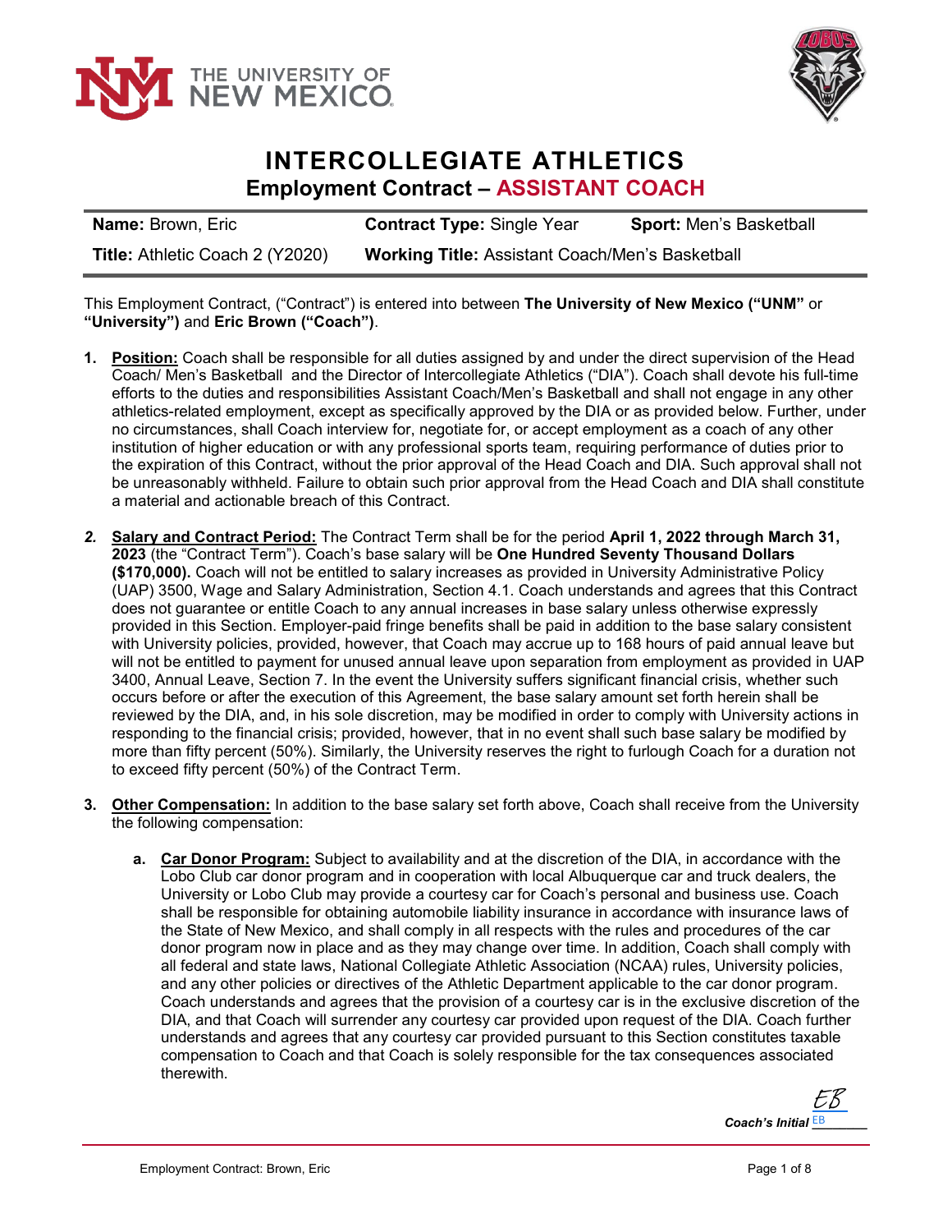# INTERCOLLEGIATE ATHLETICS

## Employment Contract – ASSISTANT COACH

| **Name:** Brown, Eric | **Contract Type:** Single Year | **Sport:** Men's Basketball |
|---|---|---|
| **Title:** Athletic Coach 2 (Y2020) | **Working Title:** Assistant Coach/Men's Basketball | |

This Employment Contract, ("Contract") is entered into between **The University of New Mexico ("UNM"** or **"University")** and **Eric Brown ("Coach")**.

1. **Position:** Coach shall be responsible for all duties assigned by and under the direct supervision of the Head Coach/ Men's Basketball and the Director of Intercollegiate Athletics ("DIA"). Coach shall devote his full-time efforts to the duties and responsibilities Assistant Coach/Men's Basketball and shall not engage in any other athletics-related employment, except as specifically approved by the DIA or as provided below. Further, under no circumstances, shall Coach interview for, negotiate for, or accept employment as a coach of any other institution of higher education or with any professional sports team, requiring performance of duties prior to the expiration of this Contract, without the prior approval of the Head Coach and DIA. Such approval shall not be unreasonably withheld. Failure to obtain such prior approval from the Head Coach and DIA shall constitute a material and actionable breach of this Contract.

2. **Salary and Contract Period:** The Contract Term shall be for the period **April 1, 2022 through March 31, 2023** (the "Contract Term"). Coach's base salary will be **One Hundred Seventy Thousand Dollars ($170,000).** Coach will not be entitled to salary increases as provided in University Administrative Policy (UAP) 3500, Wage and Salary Administration, Section 4.1. Coach understands and agrees that this Contract does not guarantee or entitle Coach to any annual increases in base salary unless otherwise expressly provided in this Section. Employer-paid fringe benefits shall be paid in addition to the base salary consistent with University policies, provided, however, that Coach may accrue up to 168 hours of paid annual leave but will not be entitled to payment for unused annual leave upon separation from employment as provided in UAP 3400, Annual Leave, Section 7. In the event the University suffers significant financial crisis, whether such occurs before or after the execution of this Agreement, the base salary amount set forth herein shall be reviewed by the DIA, and, in his sole discretion, may be modified in order to comply with University actions in responding to the financial crisis; provided, however, that in no event shall such base salary be modified by more than fifty percent (50%). Similarly, the University reserves the right to furlough Coach for a duration not to exceed fifty percent (50%) of the Contract Term.

3. **Other Compensation:** In addition to the base salary set forth above, Coach shall receive from the University the following compensation:

   a. **Car Donor Program:** Subject to availability and at the discretion of the DIA, in accordance with the Lobo Club car donor program and in cooperation with local Albuquerque car and truck dealers, the University or Lobo Club may provide a courtesy car for Coach's personal and business use. Coach shall be responsible for obtaining automobile liability insurance in accordance with insurance laws of the State of New Mexico, and shall comply in all respects with the rules and procedures of the car donor program now in place and as they may change over time. In addition, Coach shall comply with all federal and state laws, National Collegiate Athletic Association (NCAA) rules, University policies, and any other policies or directives of the Athletic Department applicable to the car donor program. Coach understands and agrees that the provision of a courtesy car is in the exclusive discretion of the DIA, and that Coach will surrender any courtesy car provided upon request of the DIA. Coach further understands and agrees that any courtesy car provided pursuant to this Section constitutes taxable compensation to Coach and that Coach is solely responsible for the tax consequences associated therewith.

*Coach's Initial* EB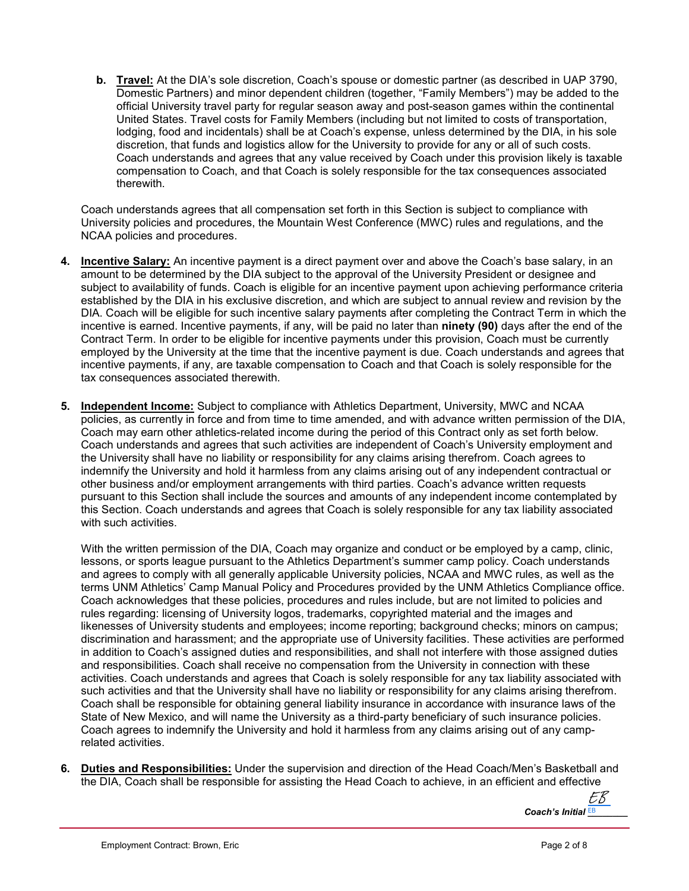**b.** **Travel:** At the DIA's sole discretion, Coach's spouse or domestic partner (as described in UAP 3790, Domestic Partners) and minor dependent children (together, "Family Members") may be added to the official University travel party for regular season away and post-season games within the continental United States. Travel costs for Family Members (including but not limited to costs of transportation, lodging, food and incidentals) shall be at Coach's expense, unless determined by the DIA, in his sole discretion, that funds and logistics allow for the University to provide for any or all of such costs. Coach understands and agrees that any value received by Coach under this provision likely is taxable compensation to Coach, and that Coach is solely responsible for the tax consequences associated therewith.

Coach understands agrees that all compensation set forth in this Section is subject to compliance with University policies and procedures, the Mountain West Conference (MWC) rules and regulations, and the NCAA policies and procedures.

**4.** **Incentive Salary:** An incentive payment is a direct payment over and above the Coach's base salary, in an amount to be determined by the DIA subject to the approval of the University President or designee and subject to availability of funds. Coach is eligible for an incentive payment upon achieving performance criteria established by the DIA in his exclusive discretion, and which are subject to annual review and revision by the DIA. Coach will be eligible for such incentive salary payments after completing the Contract Term in which the incentive is earned. Incentive payments, if any, will be paid no later than **ninety (90)** days after the end of the Contract Term. In order to be eligible for incentive payments under this provision, Coach must be currently employed by the University at the time that the incentive payment is due. Coach understands and agrees that incentive payments, if any, are taxable compensation to Coach and that Coach is solely responsible for the tax consequences associated therewith.

**5.** **Independent Income:** Subject to compliance with Athletics Department, University, MWC and NCAA policies, as currently in force and from time to time amended, and with advance written permission of the DIA, Coach may earn other athletics-related income during the period of this Contract only as set forth below. Coach understands and agrees that such activities are independent of Coach's University employment and the University shall have no liability or responsibility for any claims arising therefrom. Coach agrees to indemnify the University and hold it harmless from any claims arising out of any independent contractual or other business and/or employment arrangements with third parties. Coach's advance written requests pursuant to this Section shall include the sources and amounts of any independent income contemplated by this Section. Coach understands and agrees that Coach is solely responsible for any tax liability associated with such activities.

With the written permission of the DIA, Coach may organize and conduct or be employed by a camp, clinic, lessons, or sports league pursuant to the Athletics Department's summer camp policy. Coach understands and agrees to comply with all generally applicable University policies, NCAA and MWC rules, as well as the terms UNM Athletics' Camp Manual Policy and Procedures provided by the UNM Athletics Compliance office. Coach acknowledges that these policies, procedures and rules include, but are not limited to policies and rules regarding: licensing of University logos, trademarks, copyrighted material and the images and likenesses of University students and employees; income reporting; background checks; minors on campus; discrimination and harassment; and the appropriate use of University facilities. These activities are performed in addition to Coach's assigned duties and responsibilities, and shall not interfere with those assigned duties and responsibilities. Coach shall receive no compensation from the University in connection with these activities. Coach understands and agrees that Coach is solely responsible for any tax liability associated with such activities and that the University shall have no liability or responsibility for any claims arising therefrom. Coach shall be responsible for obtaining general liability insurance in accordance with insurance laws of the State of New Mexico, and will name the University as a third-party beneficiary of such insurance policies. Coach agrees to indemnify the University and hold it harmless from any claims arising out of any camp-related activities.

**6.** **Duties and Responsibilities:** Under the supervision and direction of the Head Coach/Men's Basketball and the DIA, Coach shall be responsible for assisting the Head Coach to achieve, in an efficient and effective

*Coach's Initial* EB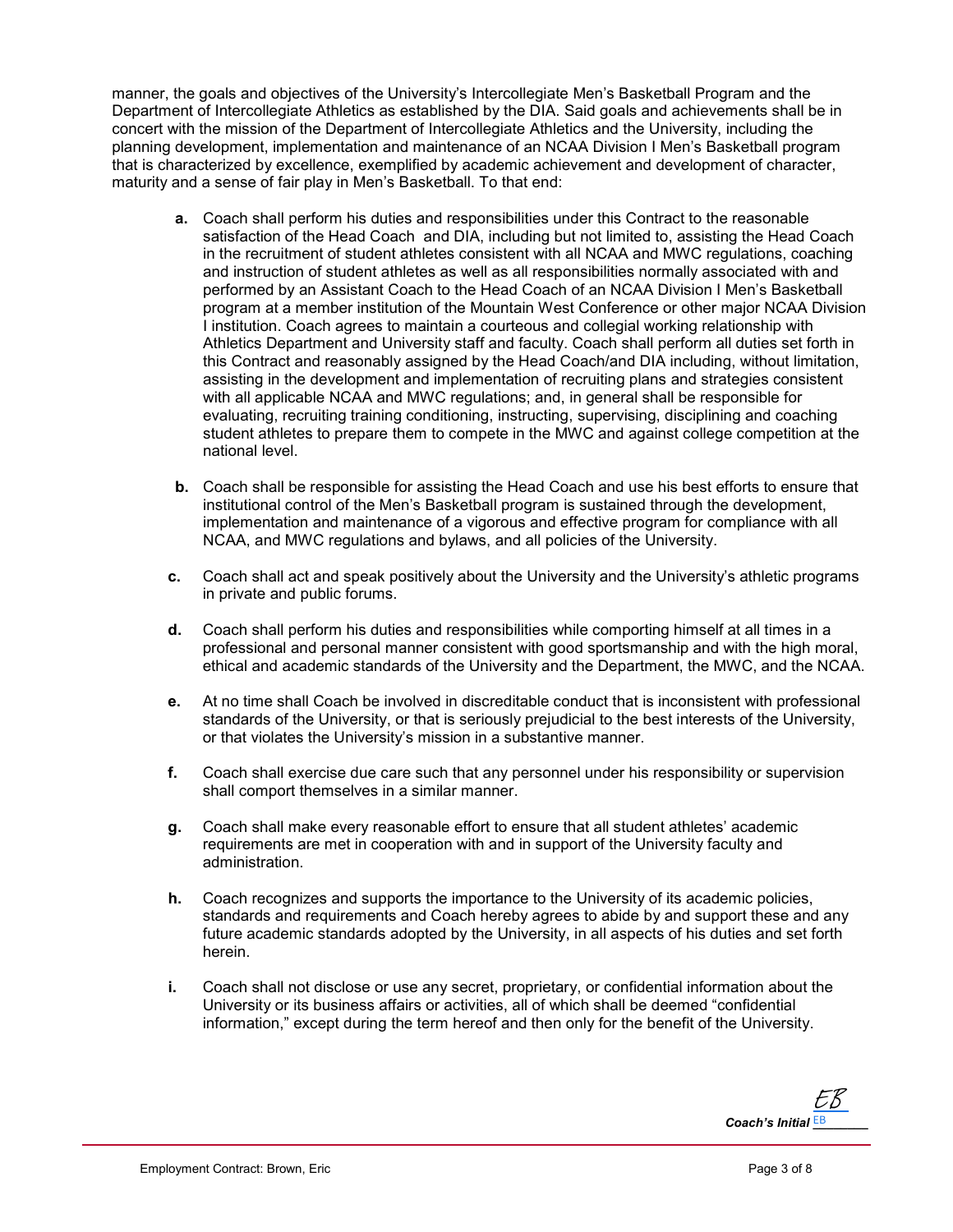manner, the goals and objectives of the University's Intercollegiate Men's Basketball Program and the Department of Intercollegiate Athletics as established by the DIA. Said goals and achievements shall be in concert with the mission of the Department of Intercollegiate Athletics and the University, including the planning development, implementation and maintenance of an NCAA Division I Men's Basketball program that is characterized by excellence, exemplified by academic achievement and development of character, maturity and a sense of fair play in Men's Basketball. To that end:

**a.** Coach shall perform his duties and responsibilities under this Contract to the reasonable satisfaction of the Head Coach and DIA, including but not limited to, assisting the Head Coach in the recruitment of student athletes consistent with all NCAA and MWC regulations, coaching and instruction of student athletes as well as all responsibilities normally associated with and performed by an Assistant Coach to the Head Coach of an NCAA Division I Men's Basketball program at a member institution of the Mountain West Conference or other major NCAA Division I institution. Coach agrees to maintain a courteous and collegial working relationship with Athletics Department and University staff and faculty. Coach shall perform all duties set forth in this Contract and reasonably assigned by the Head Coach/and DIA including, without limitation, assisting in the development and implementation of recruiting plans and strategies consistent with all applicable NCAA and MWC regulations; and, in general shall be responsible for evaluating, recruiting training conditioning, instructing, supervising, disciplining and coaching student athletes to prepare them to compete in the MWC and against college competition at the national level.

**b.** Coach shall be responsible for assisting the Head Coach and use his best efforts to ensure that institutional control of the Men's Basketball program is sustained through the development, implementation and maintenance of a vigorous and effective program for compliance with all NCAA, and MWC regulations and bylaws, and all policies of the University.

**c.** Coach shall act and speak positively about the University and the University's athletic programs in private and public forums.

**d.** Coach shall perform his duties and responsibilities while comporting himself at all times in a professional and personal manner consistent with good sportsmanship and with the high moral, ethical and academic standards of the University and the Department, the MWC, and the NCAA.

**e.** At no time shall Coach be involved in discreditable conduct that is inconsistent with professional standards of the University, or that is seriously prejudicial to the best interests of the University, or that violates the University's mission in a substantive manner.

**f.** Coach shall exercise due care such that any personnel under his responsibility or supervision shall comport themselves in a similar manner.

**g.** Coach shall make every reasonable effort to ensure that all student athletes' academic requirements are met in cooperation with and in support of the University faculty and administration.

**h.** Coach recognizes and supports the importance to the University of its academic policies, standards and requirements and Coach hereby agrees to abide by and support these and any future academic standards adopted by the University, in all aspects of his duties and set forth herein.

**i.** Coach shall not disclose or use any secret, proprietary, or confidential information about the University or its business affairs or activities, all of which shall be deemed "confidential information," except during the term hereof and then only for the benefit of the University.

*Coach's Initial* EB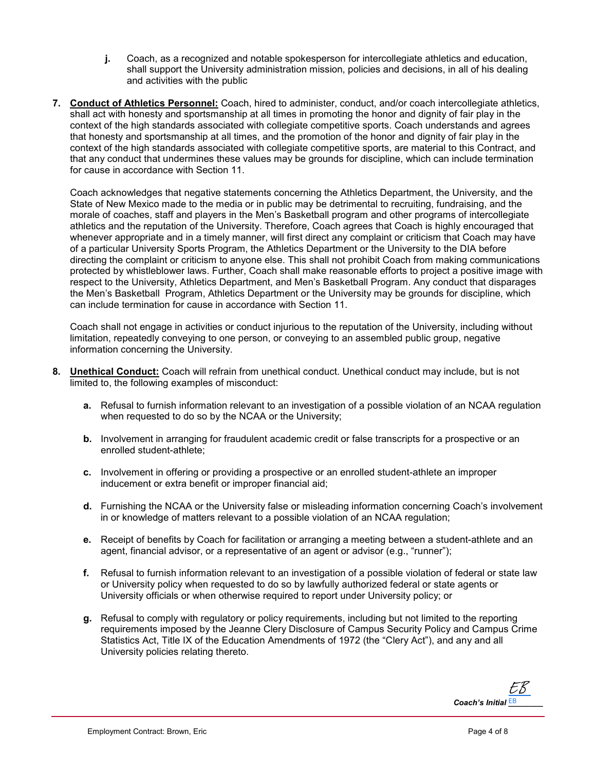j. Coach, as a recognized and notable spokesperson for intercollegiate athletics and education, shall support the University administration mission, policies and decisions, in all of his dealing and activities with the public

7. **Conduct of Athletics Personnel:** Coach, hired to administer, conduct, and/or coach intercollegiate athletics, shall act with honesty and sportsmanship at all times in promoting the honor and dignity of fair play in the context of the high standards associated with collegiate competitive sports. Coach understands and agrees that honesty and sportsmanship at all times, and the promotion of the honor and dignity of fair play in the context of the high standards associated with collegiate competitive sports, are material to this Contract, and that any conduct that undermines these values may be grounds for discipline, which can include termination for cause in accordance with Section 11.

   Coach acknowledges that negative statements concerning the Athletics Department, the University, and the State of New Mexico made to the media or in public may be detrimental to recruiting, fundraising, and the morale of coaches, staff and players in the Men's Basketball program and other programs of intercollegiate athletics and the reputation of the University. Therefore, Coach agrees that Coach is highly encouraged that whenever appropriate and in a timely manner, will first direct any complaint or criticism that Coach may have of a particular University Sports Program, the Athletics Department or the University to the DIA before directing the complaint or criticism to anyone else. This shall not prohibit Coach from making communications protected by whistleblower laws. Further, Coach shall make reasonable efforts to project a positive image with respect to the University, Athletics Department, and Men's Basketball Program. Any conduct that disparages the Men's Basketball Program, Athletics Department or the University may be grounds for discipline, which can include termination for cause in accordance with Section 11.

   Coach shall not engage in activities or conduct injurious to the reputation of the University, including without limitation, repeatedly conveying to one person, or conveying to an assembled public group, negative information concerning the University.

8. **Unethical Conduct:** Coach will refrain from unethical conduct. Unethical conduct may include, but is not limited to, the following examples of misconduct:

   a. Refusal to furnish information relevant to an investigation of a possible violation of an NCAA regulation when requested to do so by the NCAA or the University;

   b. Involvement in arranging for fraudulent academic credit or false transcripts for a prospective or an enrolled student-athlete;

   c. Involvement in offering or providing a prospective or an enrolled student-athlete an improper inducement or extra benefit or improper financial aid;

   d. Furnishing the NCAA or the University false or misleading information concerning Coach's involvement in or knowledge of matters relevant to a possible violation of an NCAA regulation;

   e. Receipt of benefits by Coach for facilitation or arranging a meeting between a student-athlete and an agent, financial advisor, or a representative of an agent or advisor (e.g., "runner");

   f. Refusal to furnish information relevant to an investigation of a possible violation of federal or state law or University policy when requested to do so by lawfully authorized federal or state agents or University officials or when otherwise required to report under University policy; or

   g. Refusal to comply with regulatory or policy requirements, including but not limited to the reporting requirements imposed by the Jeanne Clery Disclosure of Campus Security Policy and Campus Crime Statistics Act, Title IX of the Education Amendments of 1972 (the "Clery Act"), and any and all University policies relating thereto.

*Coach's Initial* EB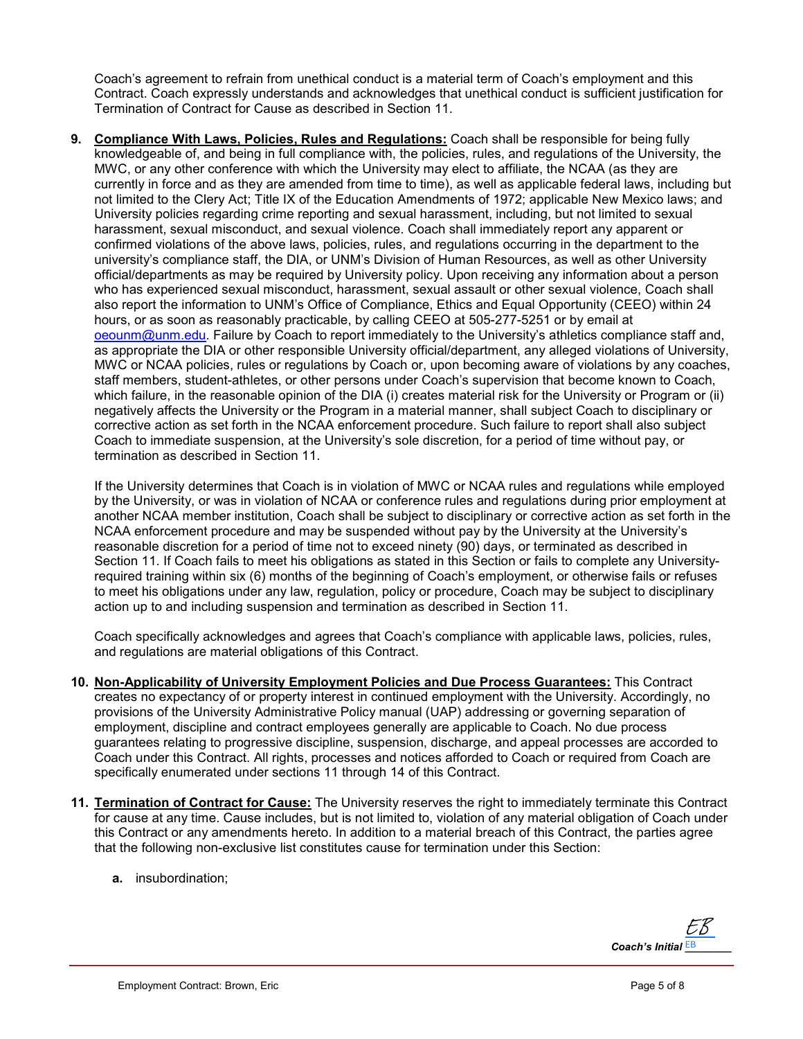Coach's agreement to refrain from unethical conduct is a material term of Coach's employment and this Contract. Coach expressly understands and acknowledges that unethical conduct is sufficient justification for Termination of Contract for Cause as described in Section 11.

9. **Compliance With Laws, Policies, Rules and Regulations:** Coach shall be responsible for being fully knowledgeable of, and being in full compliance with, the policies, rules, and regulations of the University, the MWC, or any other conference with which the University may elect to affiliate, the NCAA (as they are currently in force and as they are amended from time to time), as well as applicable federal laws, including but not limited to the Clery Act; Title IX of the Education Amendments of 1972; applicable New Mexico laws; and University policies regarding crime reporting and sexual harassment, including, but not limited to sexual harassment, sexual misconduct, and sexual violence. Coach shall immediately report any apparent or confirmed violations of the above laws, policies, rules, and regulations occurring in the department to the university's compliance staff, the DIA, or UNM's Division of Human Resources, as well as other University official/departments as may be required by University policy. Upon receiving any information about a person who has experienced sexual misconduct, harassment, sexual assault or other sexual violence, Coach shall also report the information to UNM's Office of Compliance, Ethics and Equal Opportunity (CEEO) within 24 hours, or as soon as reasonably practicable, by calling CEEO at 505-277-5251 or by email at oeounm@unm.edu. Failure by Coach to report immediately to the University's athletics compliance staff and, as appropriate the DIA or other responsible University official/department, any alleged violations of University, MWC or NCAA policies, rules or regulations by Coach or, upon becoming aware of violations by any coaches, staff members, student-athletes, or other persons under Coach's supervision that become known to Coach, which failure, in the reasonable opinion of the DIA (i) creates material risk for the University or Program or (ii) negatively affects the University or the Program in a material manner, shall subject Coach to disciplinary or corrective action as set forth in the NCAA enforcement procedure. Such failure to report shall also subject Coach to immediate suspension, at the University's sole discretion, for a period of time without pay, or termination as described in Section 11.

   If the University determines that Coach is in violation of MWC or NCAA rules and regulations while employed by the University, or was in violation of NCAA or conference rules and regulations during prior employment at another NCAA member institution, Coach shall be subject to disciplinary or corrective action as set forth in the NCAA enforcement procedure and may be suspended without pay by the University at the University's reasonable discretion for a period of time not to exceed ninety (90) days, or terminated as described in Section 11. If Coach fails to meet his obligations as stated in this Section or fails to complete any University-required training within six (6) months of the beginning of Coach's employment, or otherwise fails or refuses to meet his obligations under any law, regulation, policy or procedure, Coach may be subject to disciplinary action up to and including suspension and termination as described in Section 11.

   Coach specifically acknowledges and agrees that Coach's compliance with applicable laws, policies, rules, and regulations are material obligations of this Contract.

10. **Non-Applicability of University Employment Policies and Due Process Guarantees:** This Contract creates no expectancy of or property interest in continued employment with the University. Accordingly, no provisions of the University Administrative Policy manual (UAP) addressing or governing separation of employment, discipline and contract employees generally are applicable to Coach. No due process guarantees relating to progressive discipline, suspension, discharge, and appeal processes are accorded to Coach under this Contract. All rights, processes and notices afforded to Coach or required from Coach are specifically enumerated under sections 11 through 14 of this Contract.

11. **Termination of Contract for Cause:** The University reserves the right to immediately terminate this Contract for cause at any time. Cause includes, but is not limited to, violation of any material obligation of Coach under this Contract or any amendments hereto. In addition to a material breach of this Contract, the parties agree that the following non-exclusive list constitutes cause for termination under this Section:

    a. insubordination;

*Coach's Initial* EB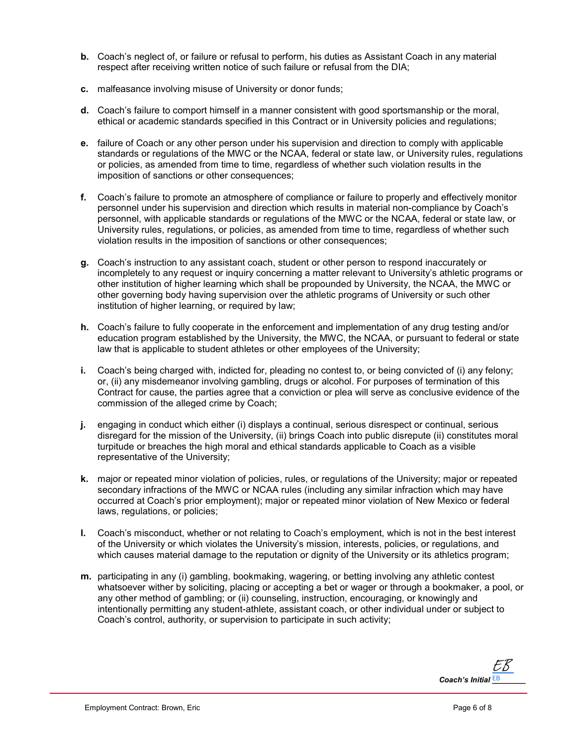**b.** Coach's neglect of, or failure or refusal to perform, his duties as Assistant Coach in any material respect after receiving written notice of such failure or refusal from the DIA;

**c.** malfeasance involving misuse of University or donor funds;

**d.** Coach's failure to comport himself in a manner consistent with good sportsmanship or the moral, ethical or academic standards specified in this Contract or in University policies and regulations;

**e.** failure of Coach or any other person under his supervision and direction to comply with applicable standards or regulations of the MWC or the NCAA, federal or state law, or University rules, regulations or policies, as amended from time to time, regardless of whether such violation results in the imposition of sanctions or other consequences;

**f.** Coach's failure to promote an atmosphere of compliance or failure to properly and effectively monitor personnel under his supervision and direction which results in material non-compliance by Coach's personnel, with applicable standards or regulations of the MWC or the NCAA, federal or state law, or University rules, regulations, or policies, as amended from time to time, regardless of whether such violation results in the imposition of sanctions or other consequences;

**g.** Coach's instruction to any assistant coach, student or other person to respond inaccurately or incompletely to any request or inquiry concerning a matter relevant to University's athletic programs or other institution of higher learning which shall be propounded by University, the NCAA, the MWC or other governing body having supervision over the athletic programs of University or such other institution of higher learning, or required by law;

**h.** Coach's failure to fully cooperate in the enforcement and implementation of any drug testing and/or education program established by the University, the MWC, the NCAA, or pursuant to federal or state law that is applicable to student athletes or other employees of the University;

**i.** Coach's being charged with, indicted for, pleading no contest to, or being convicted of (i) any felony; or, (ii) any misdemeanor involving gambling, drugs or alcohol. For purposes of termination of this Contract for cause, the parties agree that a conviction or plea will serve as conclusive evidence of the commission of the alleged crime by Coach;

**j.** engaging in conduct which either (i) displays a continual, serious disrespect or continual, serious disregard for the mission of the University, (ii) brings Coach into public disrepute (ii) constitutes moral turpitude or breaches the high moral and ethical standards applicable to Coach as a visible representative of the University;

**k.** major or repeated minor violation of policies, rules, or regulations of the University; major or repeated secondary infractions of the MWC or NCAA rules (including any similar infraction which may have occurred at Coach's prior employment); major or repeated minor violation of New Mexico or federal laws, regulations, or policies;

**l.** Coach's misconduct, whether or not relating to Coach's employment, which is not in the best interest of the University or which violates the University's mission, interests, policies, or regulations, and which causes material damage to the reputation or dignity of the University or its athletics program;

**m.** participating in any (i) gambling, bookmaking, wagering, or betting involving any athletic contest whatsoever wither by soliciting, placing or accepting a bet or wager or through a bookmaker, a pool, or any other method of gambling; or (ii) counseling, instruction, encouraging, or knowingly and intentionally permitting any student-athlete, assistant coach, or other individual under or subject to Coach's control, authority, or supervision to participate in such activity;

***Coach's Initial*** EB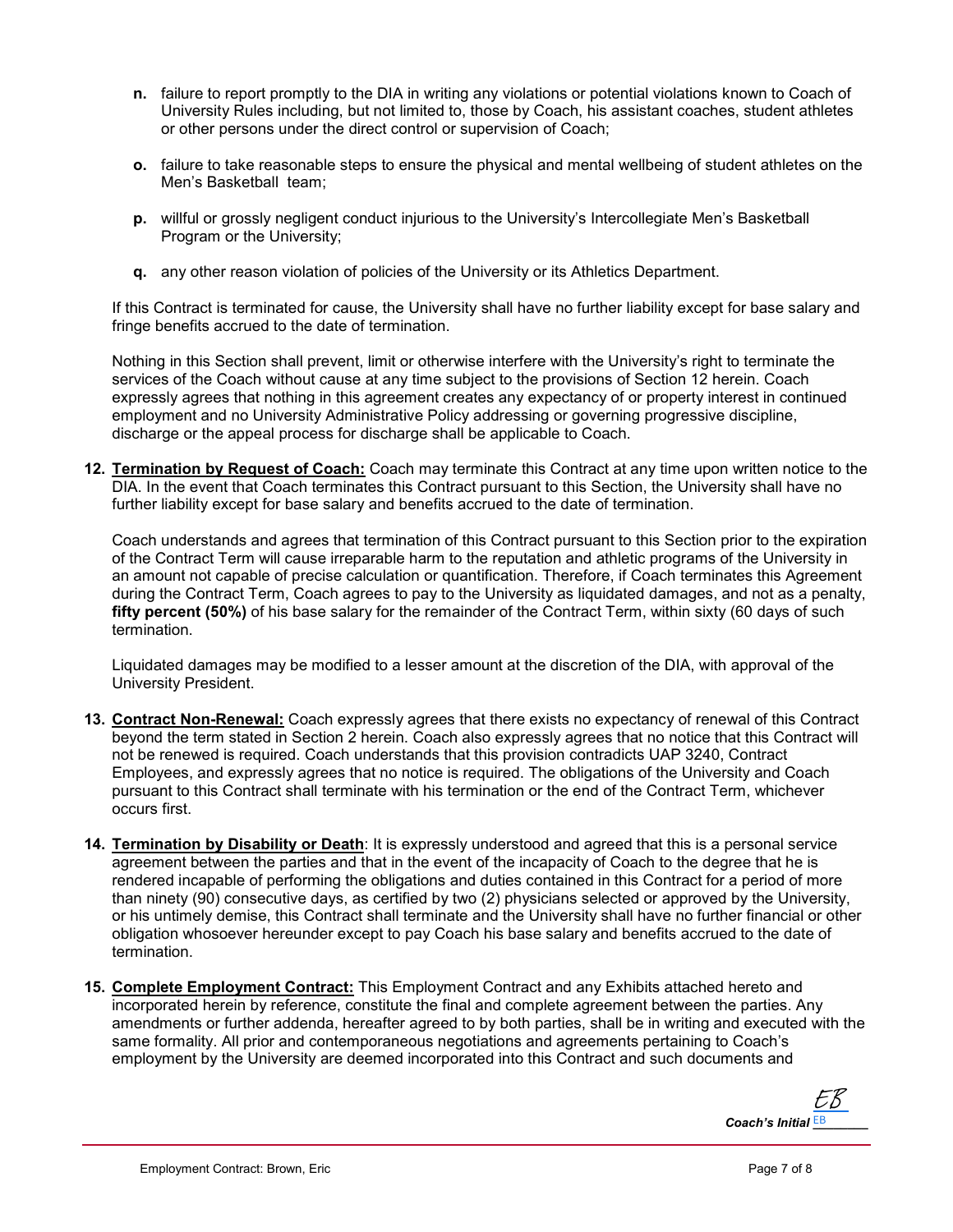**n.** failure to report promptly to the DIA in writing any violations or potential violations known to Coach of University Rules including, but not limited to, those by Coach, his assistant coaches, student athletes or other persons under the direct control or supervision of Coach;

**o.** failure to take reasonable steps to ensure the physical and mental wellbeing of student athletes on the Men's Basketball team;

**p.** willful or grossly negligent conduct injurious to the University's Intercollegiate Men's Basketball Program or the University;

**q.** any other reason violation of policies of the University or its Athletics Department.

If this Contract is terminated for cause, the University shall have no further liability except for base salary and fringe benefits accrued to the date of termination.

Nothing in this Section shall prevent, limit or otherwise interfere with the University's right to terminate the services of the Coach without cause at any time subject to the provisions of Section 12 herein. Coach expressly agrees that nothing in this agreement creates any expectancy of or property interest in continued employment and no University Administrative Policy addressing or governing progressive discipline, discharge or the appeal process for discharge shall be applicable to Coach.

**12. <u>Termination by Request of Coach:</u>** Coach may terminate this Contract at any time upon written notice to the DIA. In the event that Coach terminates this Contract pursuant to this Section, the University shall have no further liability except for base salary and benefits accrued to the date of termination.

Coach understands and agrees that termination of this Contract pursuant to this Section prior to the expiration of the Contract Term will cause irreparable harm to the reputation and athletic programs of the University in an amount not capable of precise calculation or quantification. Therefore, if Coach terminates this Agreement during the Contract Term, Coach agrees to pay to the University as liquidated damages, and not as a penalty, **fifty percent (50%)** of his base salary for the remainder of the Contract Term, within sixty (60 days of such termination.

Liquidated damages may be modified to a lesser amount at the discretion of the DIA, with approval of the University President.

**13. <u>Contract Non-Renewal:</u>** Coach expressly agrees that there exists no expectancy of renewal of this Contract beyond the term stated in Section 2 herein. Coach also expressly agrees that no notice that this Contract will not be renewed is required. Coach understands that this provision contradicts UAP 3240, Contract Employees, and expressly agrees that no notice is required. The obligations of the University and Coach pursuant to this Contract shall terminate with his termination or the end of the Contract Term, whichever occurs first.

**14. <u>Termination by Disability or Death</u>**: It is expressly understood and agreed that this is a personal service agreement between the parties and that in the event of the incapacity of Coach to the degree that he is rendered incapable of performing the obligations and duties contained in this Contract for a period of more than ninety (90) consecutive days, as certified by two (2) physicians selected or approved by the University, or his untimely demise, this Contract shall terminate and the University shall have no further financial or other obligation whosoever hereunder except to pay Coach his base salary and benefits accrued to the date of termination.

**15. <u>Complete Employment Contract:</u>** This Employment Contract and any Exhibits attached hereto and incorporated herein by reference, constitute the final and complete agreement between the parties. Any amendments or further addenda, hereafter agreed to by both parties, shall be in writing and executed with the same formality. All prior and contemporaneous negotiations and agreements pertaining to Coach's employment by the University are deemed incorporated into this Contract and such documents and

***Coach's Initial*** EB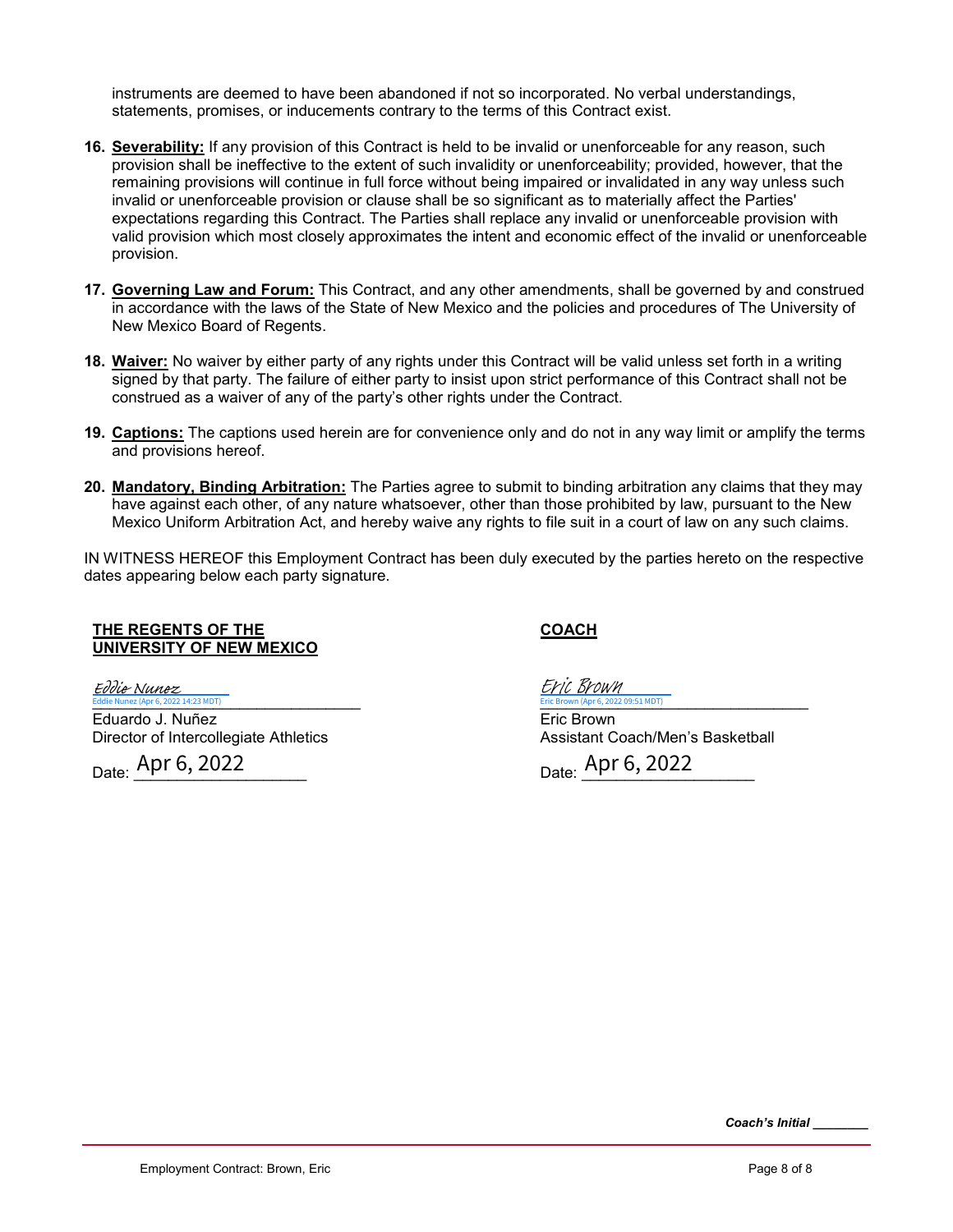instruments are deemed to have been abandoned if not so incorporated. No verbal understandings, statements, promises, or inducements contrary to the terms of this Contract exist.

16. **Severability:** If any provision of this Contract is held to be invalid or unenforceable for any reason, such provision shall be ineffective to the extent of such invalidity or unenforceability; provided, however, that the remaining provisions will continue in full force without being impaired or invalidated in any way unless such invalid or unenforceable provision or clause shall be so significant as to materially affect the Parties' expectations regarding this Contract. The Parties shall replace any invalid or unenforceable provision with valid provision which most closely approximates the intent and economic effect of the invalid or unenforceable provision.

17. **Governing Law and Forum:** This Contract, and any other amendments, shall be governed by and construed in accordance with the laws of the State of New Mexico and the policies and procedures of The University of New Mexico Board of Regents.

18. **Waiver:** No waiver by either party of any rights under this Contract will be valid unless set forth in a writing signed by that party. The failure of either party to insist upon strict performance of this Contract shall not be construed as a waiver of any of the party's other rights under the Contract.

19. **Captions:** The captions used herein are for convenience only and do not in any way limit or amplify the terms and provisions hereof.

20. **Mandatory, Binding Arbitration:** The Parties agree to submit to binding arbitration any claims that they may have against each other, of any nature whatsoever, other than those prohibited by law, pursuant to the New Mexico Uniform Arbitration Act, and hereby waive any rights to file suit in a court of law on any such claims.

IN WITNESS HEREOF this Employment Contract has been duly executed by the parties hereto on the respective dates appearing below each party signature.

**THE REGENTS OF THE UNIVERSITY OF NEW MEXICO**

Eddie Nunez
Eddie Nunez (Apr 6, 2022 14:23 MDT)

Eduardo J. Nuñez
Director of Intercollegiate Athletics

Date: Apr 6, 2022

**COACH**

Eric Brown
Eric Brown (Apr 6, 2022 09:51 MDT)

Eric Brown
Assistant Coach/Men's Basketball

Date: Apr 6, 2022

***Coach's Initial*** ________